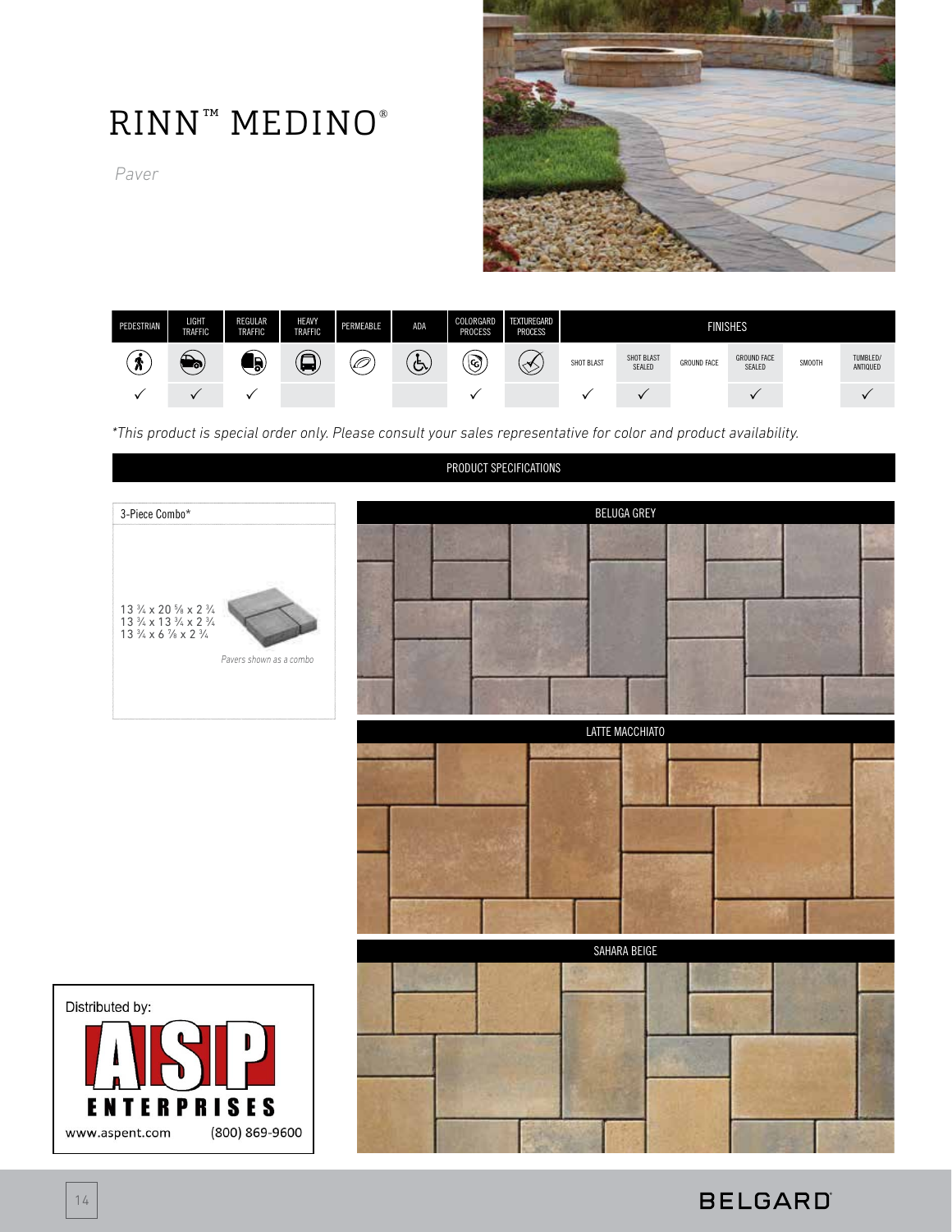# RINN™ MEDINO®

*Paver*

| PEDESTRIAN | LIGHT TRAFFIC | REGULAR TRAFFIC | HEAVY TRAFFIC | PERMEABLE | ADA | COLORGARD PROCESS | TEXTUREGARD PROCESS | SHOT BLAST | SHOT BLAST SEALED | GROUND FACE | GROUND FACE SEALED | SMOOTH | TUMBLED/ ANTIQUED |
|---|---|---|---|---|---|---|---|---|---|---|---|---|---|
| ✓ | ✓ | ✓ | | | | ✓ | | ✓ | ✓ | | ✓ | | ✓ |

*\*This product is special order only. Please consult your sales representative for color and product availability.*

## PRODUCT SPECIFICATIONS

**3-Piece Combo***

13 ¾ x 20 ⅝ x 2 ¾
13 ¾ x 13 ¾ x 2 ¾
13 ¾ x 6 ⅞ x 2 ¾

*Pavers shown as a combo*

BELUGA GREY

LATTE MACCHIATO

SAHARA BEIGE

Distributed by:
ASP ENTERPRISES
www.aspent.com (800) 869-9600

BELGARD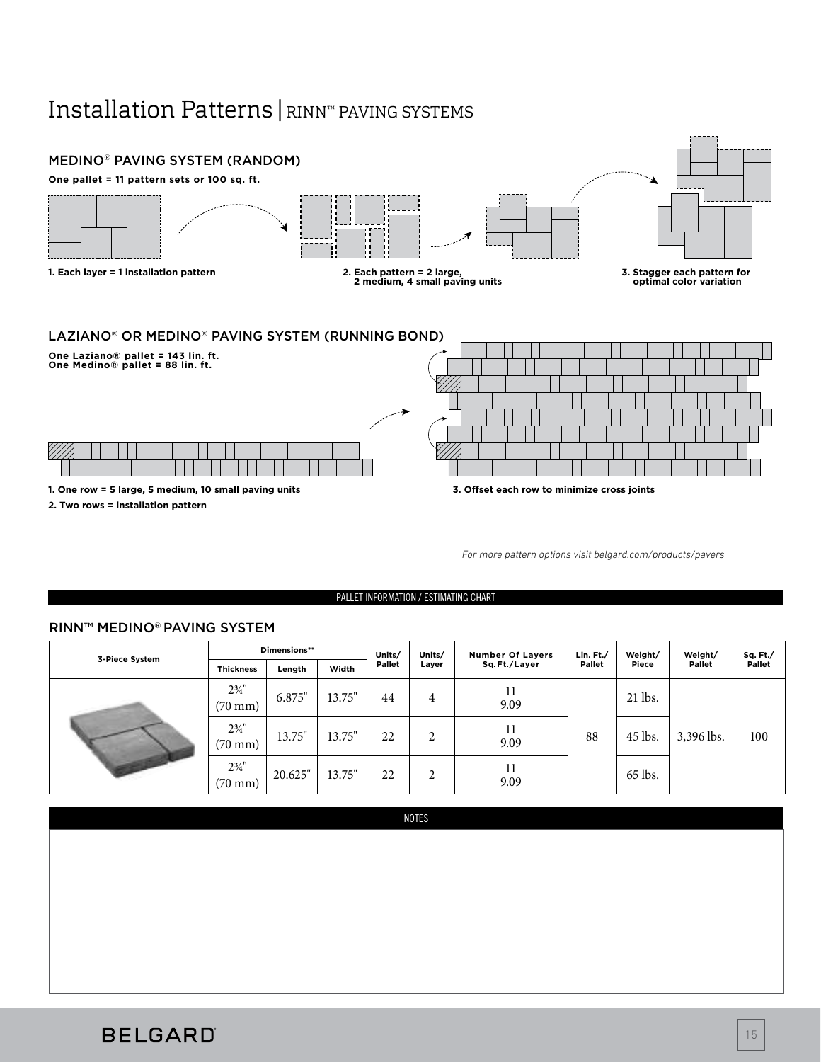# Installation Patterns | RINN™ PAVING SYSTEMS

## MEDINO® PAVING SYSTEM (RANDOM)

**One pallet = 11 pattern sets or 100 sq. ft.**

**1. Each layer = 1 installation pattern**

**2. Each pattern = 2 large, 2 medium, 4 small paving units**

**3. Stagger each pattern for optimal color variation**

## LAZIANO® OR MEDINO® PAVING SYSTEM (RUNNING BOND)

**One Laziano® pallet = 143 lin. ft.**
**One Medino® pallet = 88 lin. ft.**

**1. One row = 5 large, 5 medium, 10 small paving units**

**2. Two rows = installation pattern**

**3. Offset each row to minimize cross joints**

*For more pattern options visit belgard.com/products/pavers*

PALLET INFORMATION / ESTIMATING CHART

### RINN™ MEDINO® PAVING SYSTEM

| 3-Piece System | Dimensions** | | | Units/ Pallet | Units/ Layer | Number Of Layers Sq.Ft./Layer | Lin. Ft./ Pallet | Weight/ Piece | Weight/ Pallet | Sq. Ft./ Pallet |
|---|---|---|---|---|---|---|---|---|---|---|
| | Thickness | Length | Width | | | | | | | |
| | 2¾" (70 mm) | 6.875" | 13.75" | 44 | 4 | 11<br>9.09 | 88 | 21 lbs. | 3,396 lbs. | 100 |
| | 2¾" (70 mm) | 13.75" | 13.75" | 22 | 2 | 11<br>9.09 | | 45 lbs. | | |
| | 2¾" (70 mm) | 20.625" | 13.75" | 22 | 2 | 11<br>9.09 | | 65 lbs. | | |

NOTES